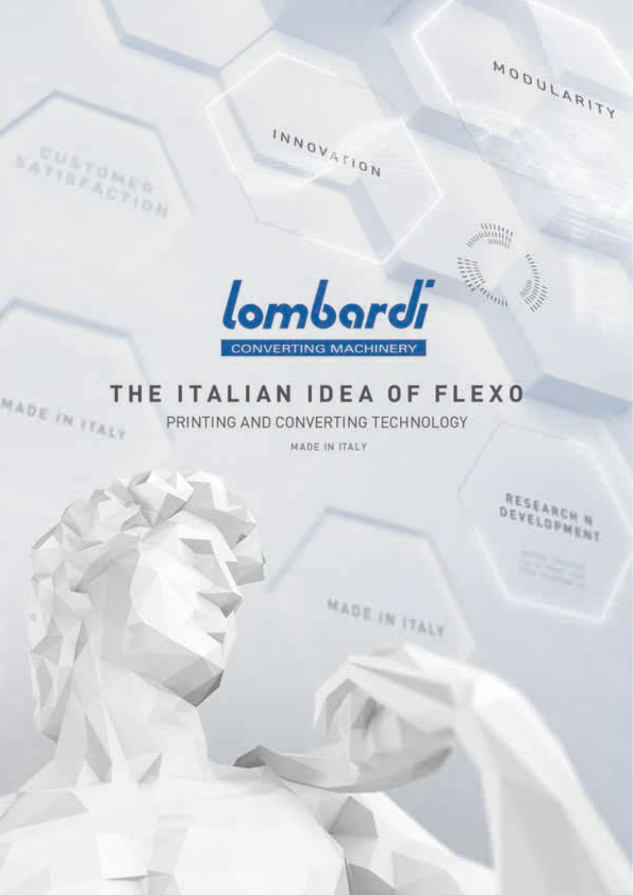lombardi

CONVERTING MACHINERY

# THE ITALIAN IDEA OF FLEXO

PRINTING AND CONVERTING TECHNOLOGY

MADE IN ITALY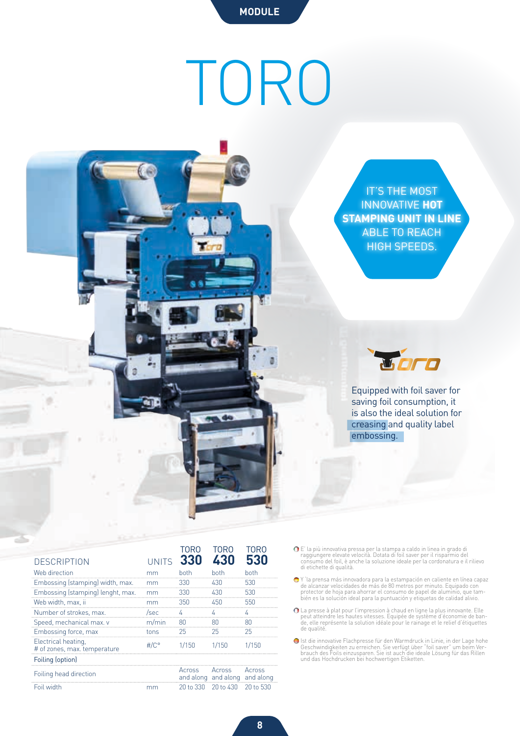MODULE

# TORO

IT'S THE MOST INNOVATIVE **HOT STAMPING UNIT IN LINE** ABLE TO REACH HIGH SPEEDS.

Equipped with foil saver for saving foil consumption, it is also the ideal solution for creasing and quality label embossing.

| DESCRIPTION | UNITS | TORO **330** | TORO **430** | TORO **530** |
|---|---|---|---|---|
| Web direction | mm | both | both | both |
| Embossing (stamping) width, max. | mm | 330 | 430 | 530 |
| Embossing (stamping) lenght, max. | mm | 330 | 430 | 530 |
| Web width, max, ii | mm | 350 | 450 | 550 |
| Number of strokes, max. | /sec | 4 | 4 | 4 |
| Speed, mechanical max. v | m/min | 80 | 80 | 80 |
| Embossing force, max | tons | 25 | 25 | 25 |
| Electrical heating, # of zones, max. temperature | #/C° | 1/150 | 1/150 | 1/150 |
| Foiling (option) | | | | |
| Foiling head direction | | Across and along | Across and along | Across and along |
| Foil width | mm | 20 to 330 | 20 to 430 | 20 to 530 |

- E' la più innovativa pressa per la stampa a caldo in linea in grado di raggiungere elevate velocità. Dotata di foil saver per il risparmio del consumo del foil, è anche la soluzione ideale per la cordonatura e il rilievo di etichette di qualità.
- Y 'la prensa más innovadora para la estampación en caliente en línea capaz de alcanzar velocidades de más de 80 metros por minuto. Equipado con protector de hoja para ahorrar el consumo de papel de aluminio, que también es la solución ideal para la puntuación y etiquetas de calidad alivio.
- La presse à plat pour l'impression à chaud en ligne la plus innovante. Elle peut atteindre les hautes vitesses. Equipée de système d'économie de bande, elle représente la solution idéale pour le rainage et le relief d'étiquettes de qualité.
- Ist die innovative Flachpresse für den Warmdruck in Linie, in der Lage hohe Geschwindigkeiten zu erreichen. Sie verfügt über "foil saver" um beim Verbrauch des Foils einzusparen. Sie ist auch die ideale Lösung für das Rillen und das Hochdrucken bei hochwertigen Etiketten.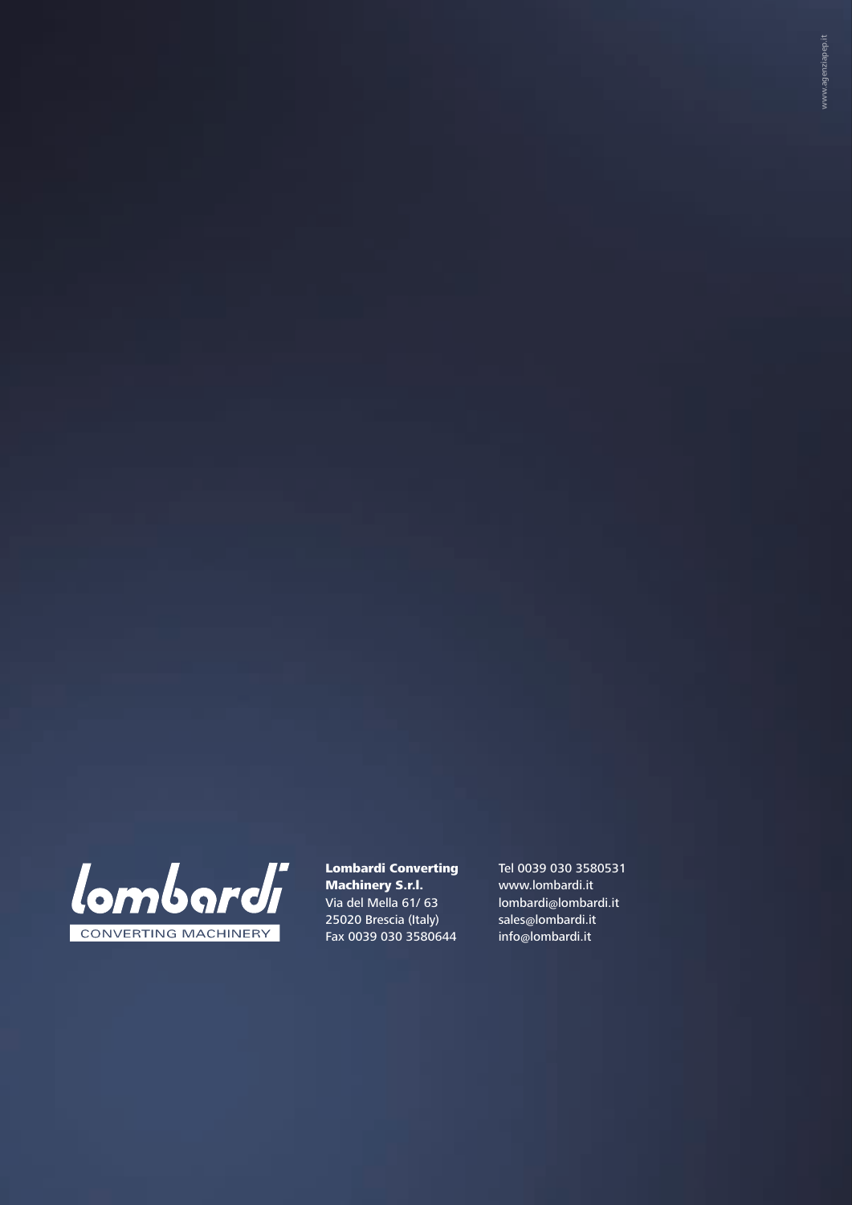lombardi

CONVERTING MACHINERY

**Lombardi Converting Machinery S.r.l.**
Via del Mella 61/ 63
25020 Brescia (Italy)
Fax 0039 030 3580644

Tel 0039 030 3580531
www.lombardi.it
lombardi@lombardi.it
sales@lombardi.it
info@lombardi.it

www.agenziapep.it